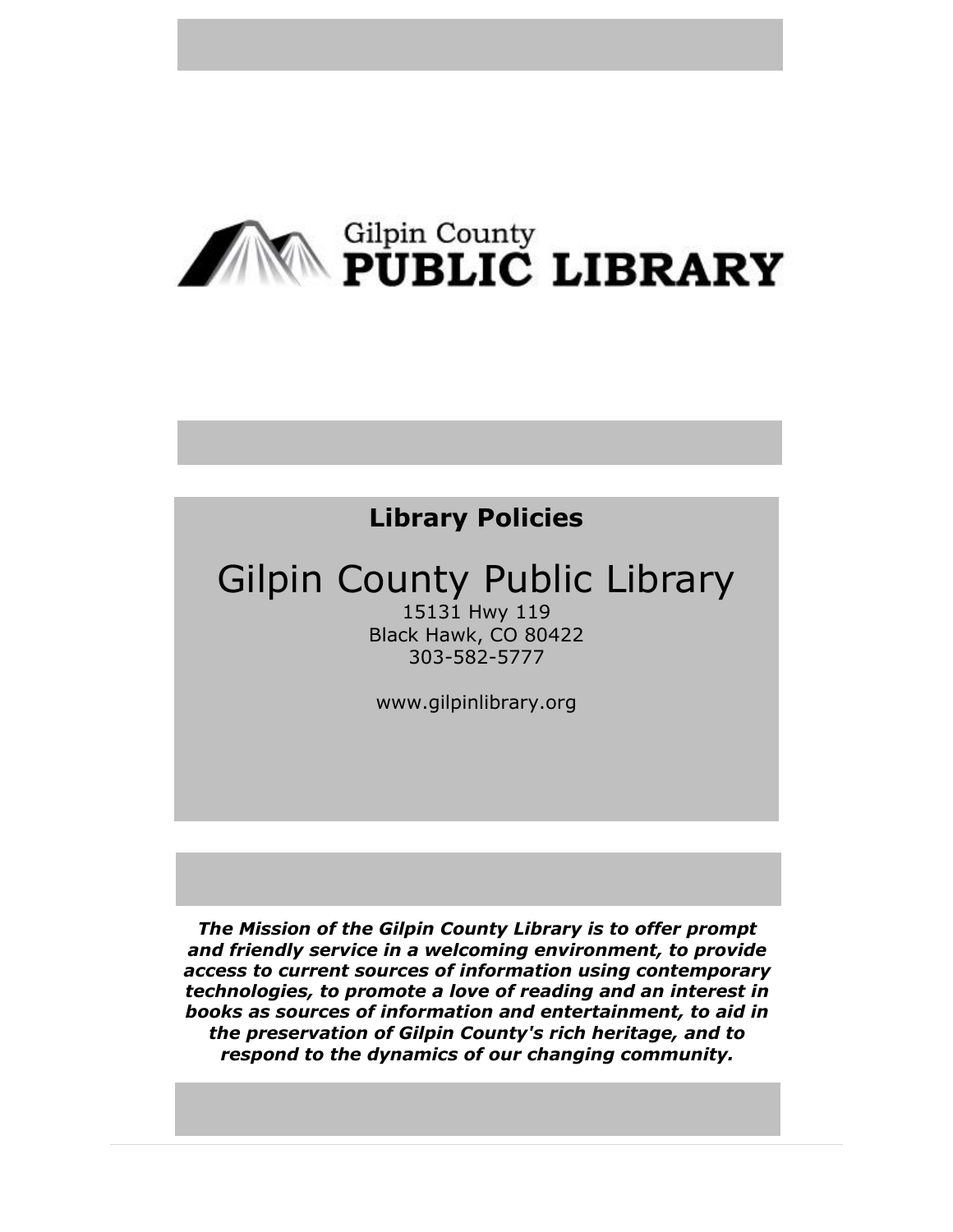Gilpin County

**PUBLIC LIBRARY**

## Library Policies

# Gilpin County Public Library

15131 Hwy 119
Black Hawk, CO 80422
303-582-5777

www.gilpinlibrary.org

***The Mission of the Gilpin County Library is to offer prompt and friendly service in a welcoming environment, to provide access to current sources of information using contemporary technologies, to promote a love of reading and an interest in books as sources of information and entertainment, to aid in the preservation of Gilpin County's rich heritage, and to respond to the dynamics of our changing community.***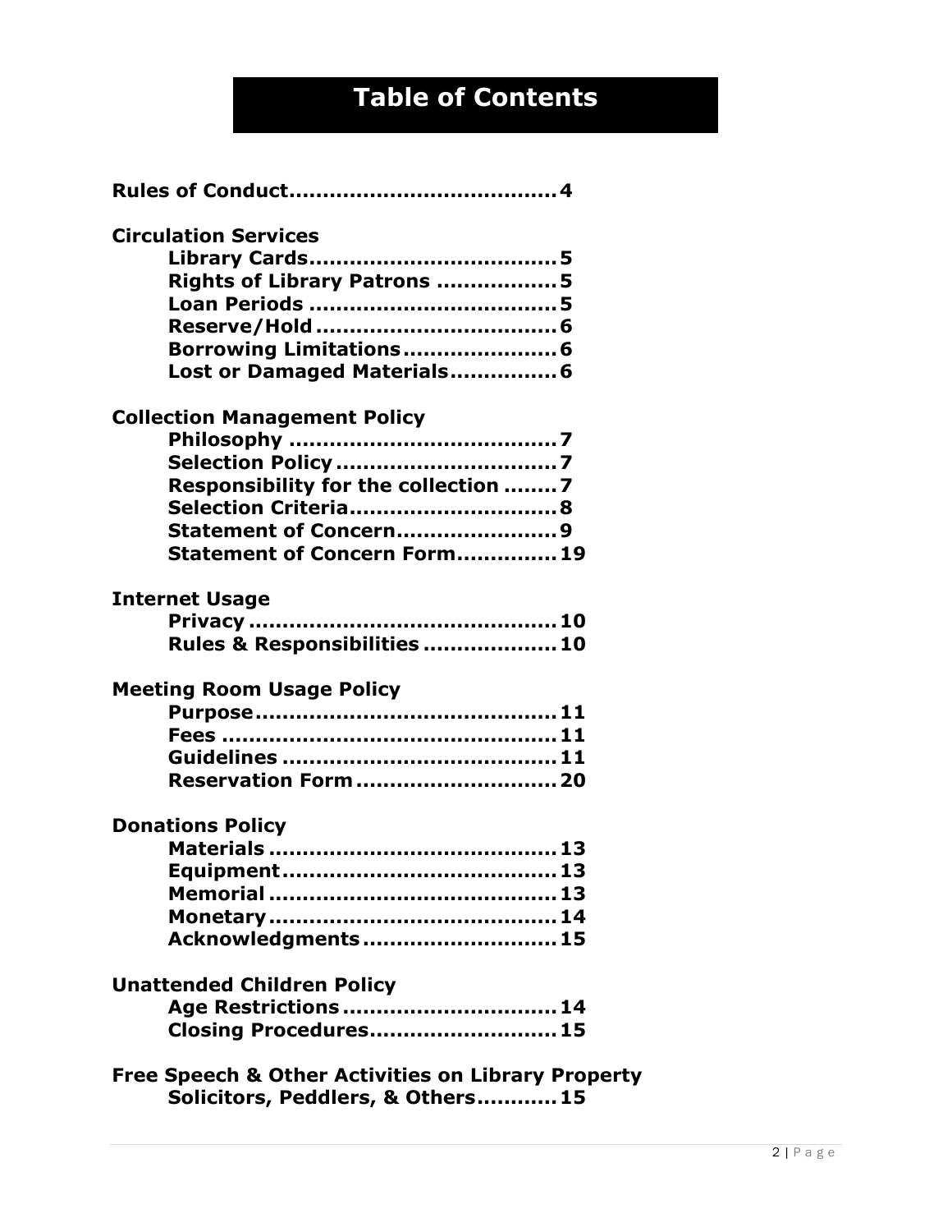# Table of Contents

**Rules of Conduct........................................4**

**Circulation Services**

- **Library Cards....................................5**
- **Rights of Library Patrons ..................5**
- **Loan Periods .....................................5**
- **Reserve/Hold ....................................6**
- **Borrowing Limitations.......................6**
- **Lost or Damaged Materials................6**

**Collection Management Policy**

- **Philosophy ........................................7**
- **Selection Policy .................................7**
- **Responsibility for the collection ........7**
- **Selection Criteria...............................8**
- **Statement of Concern........................9**
- **Statement of Concern Form..............19**

**Internet Usage**

- **Privacy .............................................10**
- **Rules & Responsibilities ....................10**

**Meeting Room Usage Policy**

- **Purpose.............................................11**
- **Fees .................................................11**
- **Guidelines .........................................11**
- **Reservation Form ..............................20**

**Donations Policy**

- **Materials ...........................................13**
- **Equipment.........................................13**
- **Memorial ...........................................13**
- **Monetary...........................................14**
- **Acknowledgments .............................15**

**Unattended Children Policy**

- **Age Restrictions ................................14**
- **Closing Procedures............................15**

**Free Speech & Other Activities on Library Property**

- **Solicitors, Peddlers, & Others............15**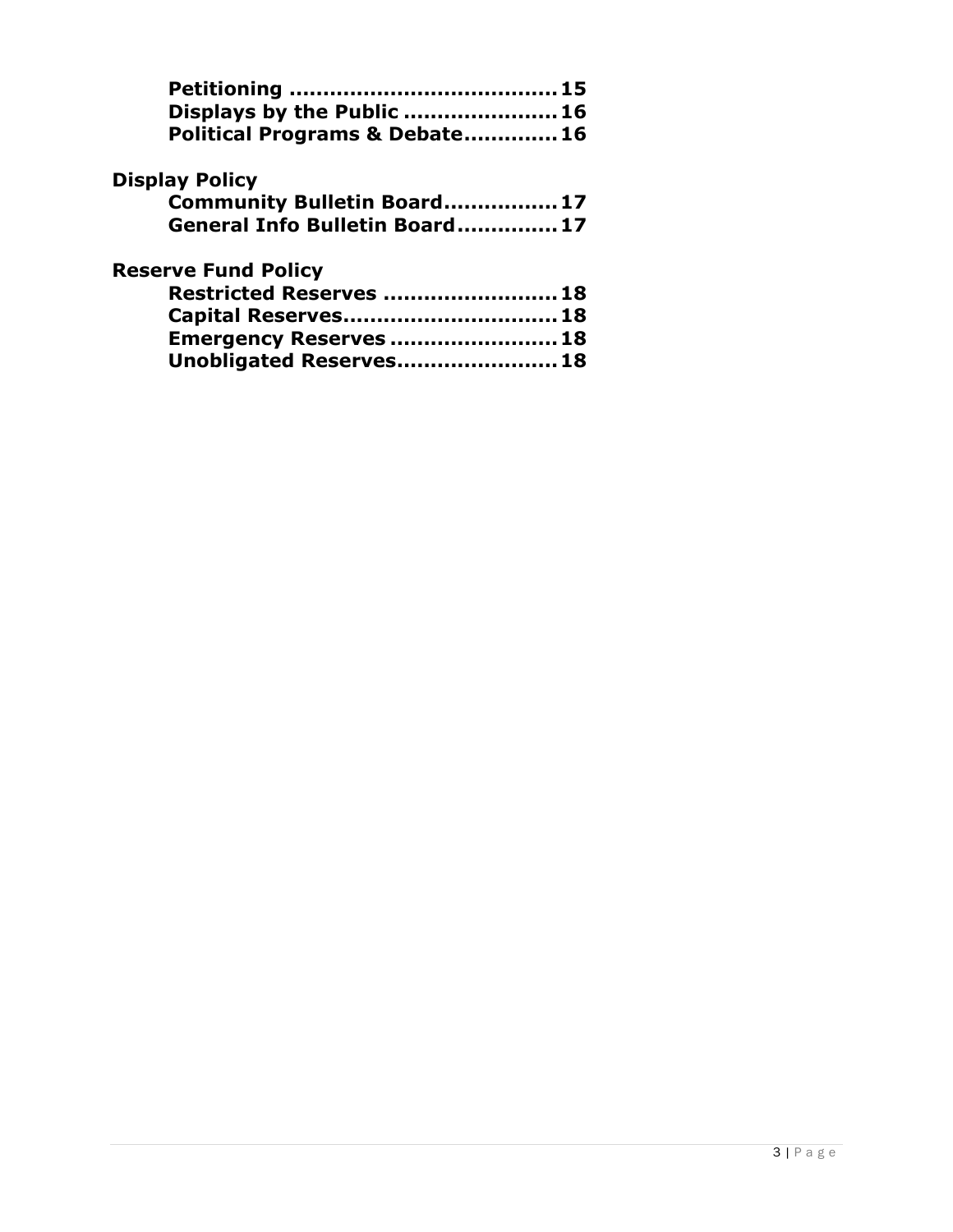**Petitioning ........................................ 15**
**Displays by the Public ....................... 16**
**Political Programs & Debate............. 16**

**Display Policy**

**Community Bulletin Board................. 17**
**General Info Bulletin Board............... 17**

**Reserve Fund Policy**

**Restricted Reserves .......................... 18**
**Capital Reserves................................ 18**
**Emergency Reserves ......................... 18**
**Unobligated Reserves........................ 18**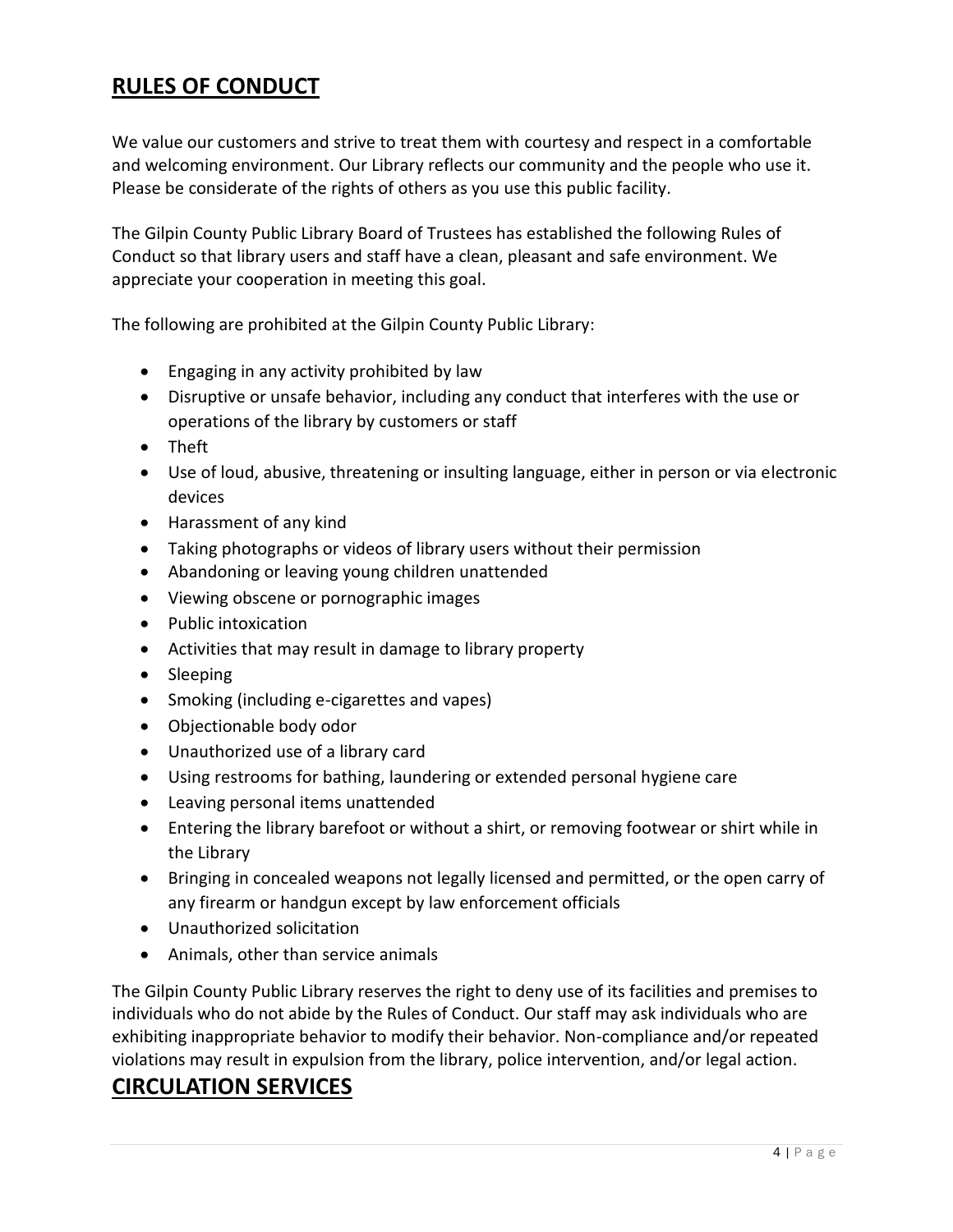## RULES OF CONDUCT

We value our customers and strive to treat them with courtesy and respect in a comfortable and welcoming environment. Our Library reflects our community and the people who use it. Please be considerate of the rights of others as you use this public facility.

The Gilpin County Public Library Board of Trustees has established the following Rules of Conduct so that library users and staff have a clean, pleasant and safe environment. We appreciate your cooperation in meeting this goal.

The following are prohibited at the Gilpin County Public Library:

- Engaging in any activity prohibited by law
- Disruptive or unsafe behavior, including any conduct that interferes with the use or operations of the library by customers or staff
- Theft
- Use of loud, abusive, threatening or insulting language, either in person or via electronic devices
- Harassment of any kind
- Taking photographs or videos of library users without their permission
- Abandoning or leaving young children unattended
- Viewing obscene or pornographic images
- Public intoxication
- Activities that may result in damage to library property
- Sleeping
- Smoking (including e-cigarettes and vapes)
- Objectionable body odor
- Unauthorized use of a library card
- Using restrooms for bathing, laundering or extended personal hygiene care
- Leaving personal items unattended
- Entering the library barefoot or without a shirt, or removing footwear or shirt while in the Library
- Bringing in concealed weapons not legally licensed and permitted, or the open carry of any firearm or handgun except by law enforcement officials
- Unauthorized solicitation
- Animals, other than service animals

The Gilpin County Public Library reserves the right to deny use of its facilities and premises to individuals who do not abide by the Rules of Conduct. Our staff may ask individuals who are exhibiting inappropriate behavior to modify their behavior. Non-compliance and/or repeated violations may result in expulsion from the library, police intervention, and/or legal action.

## CIRCULATION SERVICES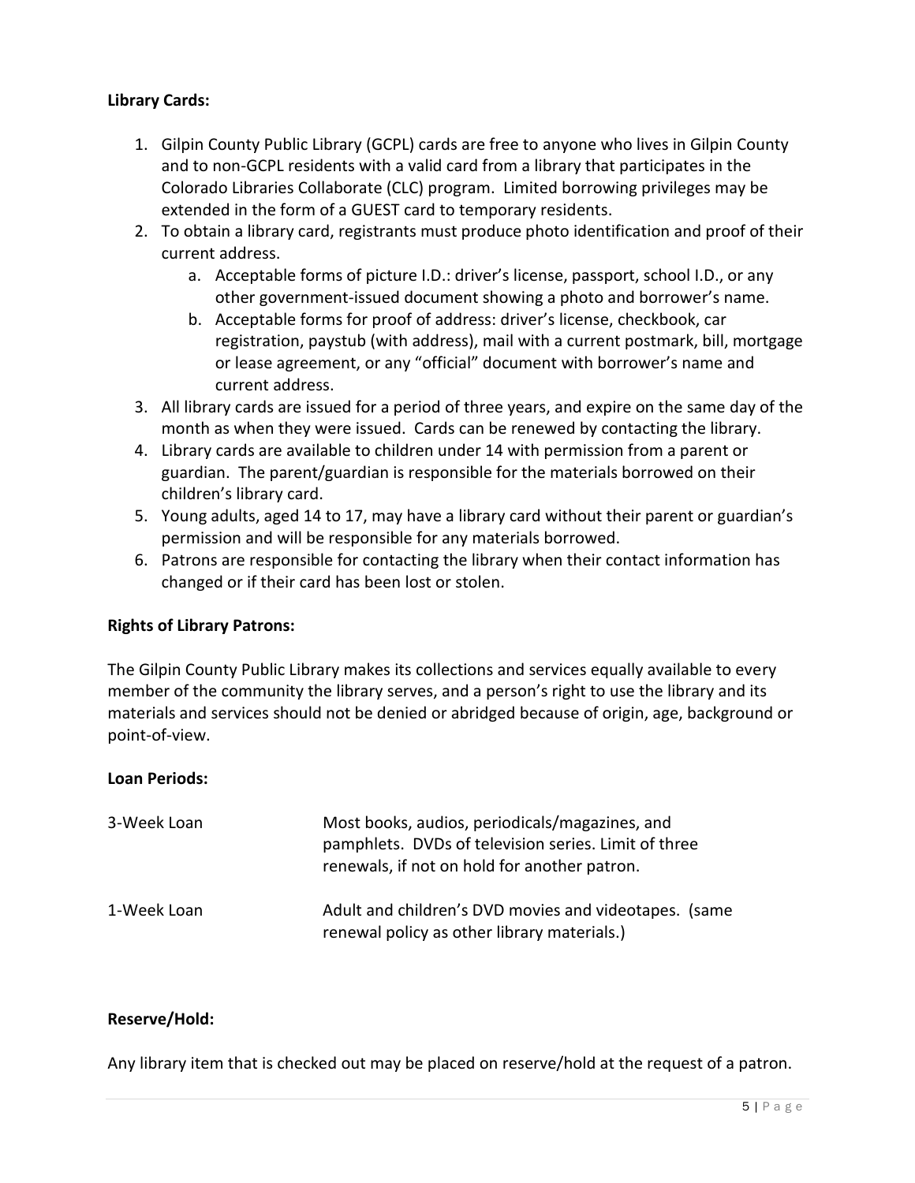**Library Cards:**

1. Gilpin County Public Library (GCPL) cards are free to anyone who lives in Gilpin County and to non-GCPL residents with a valid card from a library that participates in the Colorado Libraries Collaborate (CLC) program. Limited borrowing privileges may be extended in the form of a GUEST card to temporary residents.
2. To obtain a library card, registrants must produce photo identification and proof of their current address.
   a. Acceptable forms of picture I.D.: driver's license, passport, school I.D., or any other government-issued document showing a photo and borrower's name.
   b. Acceptable forms for proof of address: driver's license, checkbook, car registration, paystub (with address), mail with a current postmark, bill, mortgage or lease agreement, or any "official" document with borrower's name and current address.
3. All library cards are issued for a period of three years, and expire on the same day of the month as when they were issued. Cards can be renewed by contacting the library.
4. Library cards are available to children under 14 with permission from a parent or guardian. The parent/guardian is responsible for the materials borrowed on their children's library card.
5. Young adults, aged 14 to 17, may have a library card without their parent or guardian's permission and will be responsible for any materials borrowed.
6. Patrons are responsible for contacting the library when their contact information has changed or if their card has been lost or stolen.

**Rights of Library Patrons:**

The Gilpin County Public Library makes its collections and services equally available to every member of the community the library serves, and a person's right to use the library and its materials and services should not be denied or abridged because of origin, age, background or point-of-view.

**Loan Periods:**

| | |
|---|---|
| 3-Week Loan | Most books, audios, periodicals/magazines, and pamphlets. DVDs of television series. Limit of three renewals, if not on hold for another patron. |
| 1-Week Loan | Adult and children's DVD movies and videotapes. (same renewal policy as other library materials.) |

**Reserve/Hold:**

Any library item that is checked out may be placed on reserve/hold at the request of a patron.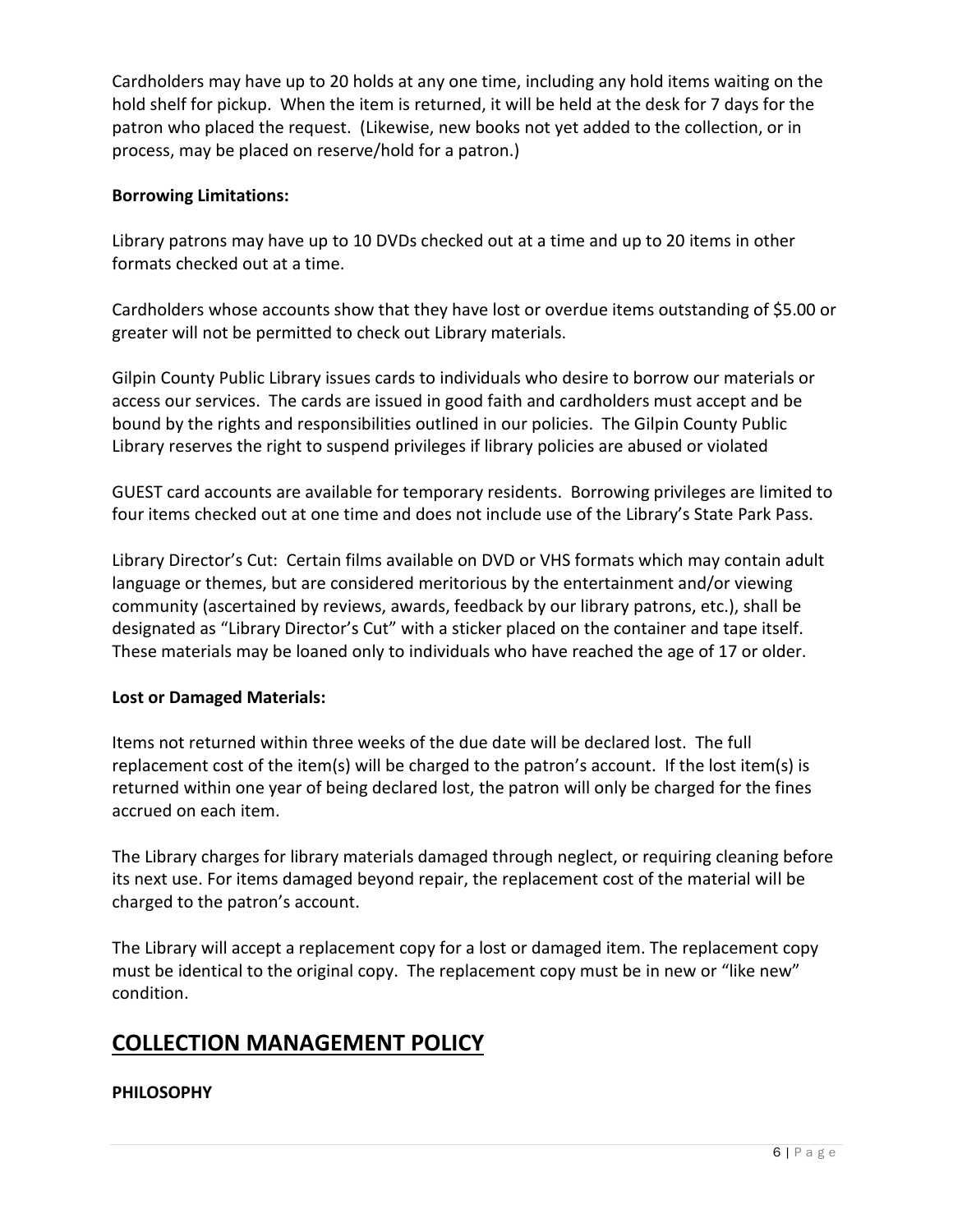Cardholders may have up to 20 holds at any one time, including any hold items waiting on the hold shelf for pickup. When the item is returned, it will be held at the desk for 7 days for the patron who placed the request. (Likewise, new books not yet added to the collection, or in process, may be placed on reserve/hold for a patron.)

**Borrowing Limitations:**

Library patrons may have up to 10 DVDs checked out at a time and up to 20 items in other formats checked out at a time.

Cardholders whose accounts show that they have lost or overdue items outstanding of $5.00 or greater will not be permitted to check out Library materials.

Gilpin County Public Library issues cards to individuals who desire to borrow our materials or access our services. The cards are issued in good faith and cardholders must accept and be bound by the rights and responsibilities outlined in our policies. The Gilpin County Public Library reserves the right to suspend privileges if library policies are abused or violated

GUEST card accounts are available for temporary residents. Borrowing privileges are limited to four items checked out at one time and does not include use of the Library's State Park Pass.

Library Director's Cut: Certain films available on DVD or VHS formats which may contain adult language or themes, but are considered meritorious by the entertainment and/or viewing community (ascertained by reviews, awards, feedback by our library patrons, etc.), shall be designated as "Library Director's Cut" with a sticker placed on the container and tape itself. These materials may be loaned only to individuals who have reached the age of 17 or older.

**Lost or Damaged Materials:**

Items not returned within three weeks of the due date will be declared lost. The full replacement cost of the item(s) will be charged to the patron's account. If the lost item(s) is returned within one year of being declared lost, the patron will only be charged for the fines accrued on each item.

The Library charges for library materials damaged through neglect, or requiring cleaning before its next use. For items damaged beyond repair, the replacement cost of the material will be charged to the patron's account.

The Library will accept a replacement copy for a lost or damaged item. The replacement copy must be identical to the original copy. The replacement copy must be in new or "like new" condition.

# COLLECTION MANAGEMENT POLICY

**PHILOSOPHY**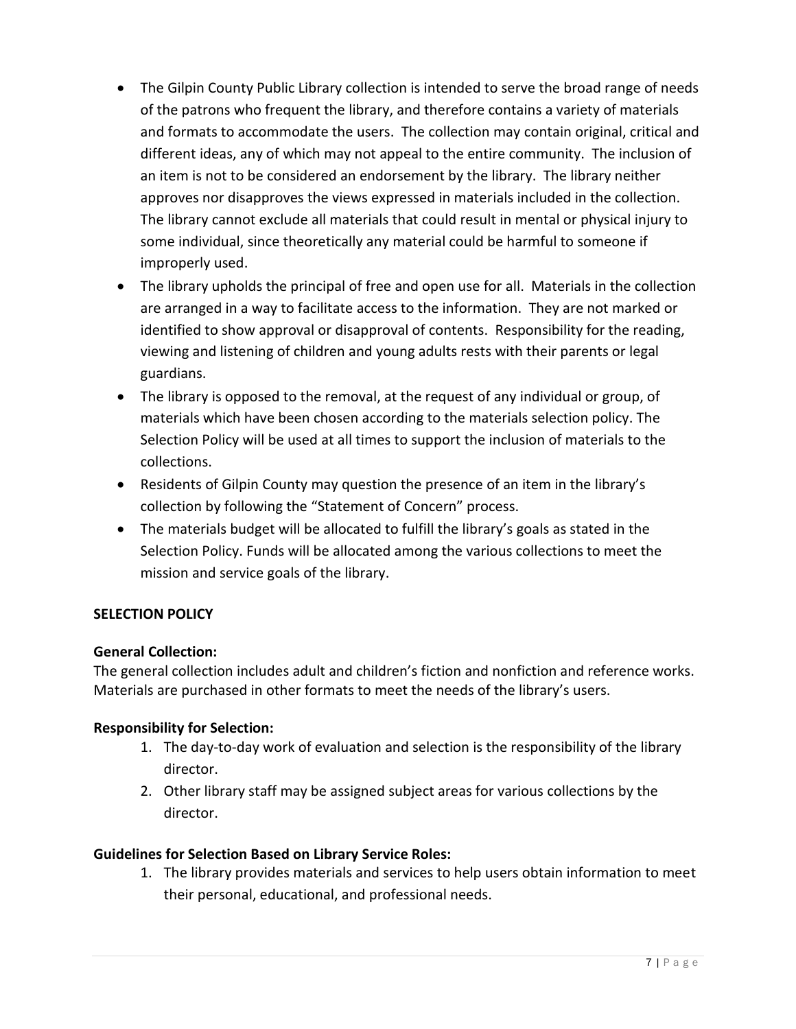- The Gilpin County Public Library collection is intended to serve the broad range of needs of the patrons who frequent the library, and therefore contains a variety of materials and formats to accommodate the users. The collection may contain original, critical and different ideas, any of which may not appeal to the entire community. The inclusion of an item is not to be considered an endorsement by the library. The library neither approves nor disapproves the views expressed in materials included in the collection. The library cannot exclude all materials that could result in mental or physical injury to some individual, since theoretically any material could be harmful to someone if improperly used.
- The library upholds the principal of free and open use for all. Materials in the collection are arranged in a way to facilitate access to the information. They are not marked or identified to show approval or disapproval of contents. Responsibility for the reading, viewing and listening of children and young adults rests with their parents or legal guardians.
- The library is opposed to the removal, at the request of any individual or group, of materials which have been chosen according to the materials selection policy. The Selection Policy will be used at all times to support the inclusion of materials to the collections.
- Residents of Gilpin County may question the presence of an item in the library's collection by following the "Statement of Concern" process.
- The materials budget will be allocated to fulfill the library's goals as stated in the Selection Policy. Funds will be allocated among the various collections to meet the mission and service goals of the library.

**SELECTION POLICY**

**General Collection:**
The general collection includes adult and children's fiction and nonfiction and reference works. Materials are purchased in other formats to meet the needs of the library's users.

**Responsibility for Selection:**

1. The day-to-day work of evaluation and selection is the responsibility of the library director.
2. Other library staff may be assigned subject areas for various collections by the director.

**Guidelines for Selection Based on Library Service Roles:**

1. The library provides materials and services to help users obtain information to meet their personal, educational, and professional needs.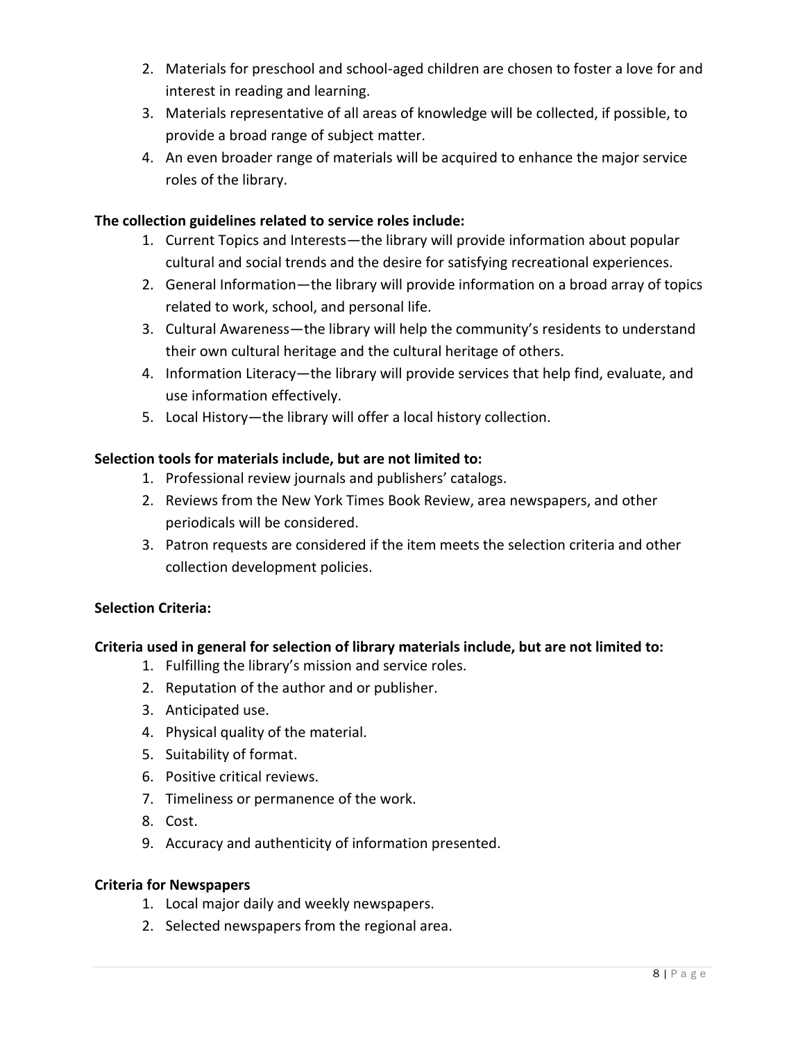2. Materials for preschool and school-aged children are chosen to foster a love for and interest in reading and learning.
3. Materials representative of all areas of knowledge will be collected, if possible, to provide a broad range of subject matter.
4. An even broader range of materials will be acquired to enhance the major service roles of the library.

**The collection guidelines related to service roles include:**

1. Current Topics and Interests—the library will provide information about popular cultural and social trends and the desire for satisfying recreational experiences.
2. General Information—the library will provide information on a broad array of topics related to work, school, and personal life.
3. Cultural Awareness—the library will help the community's residents to understand their own cultural heritage and the cultural heritage of others.
4. Information Literacy—the library will provide services that help find, evaluate, and use information effectively.
5. Local History—the library will offer a local history collection.

**Selection tools for materials include, but are not limited to:**

1. Professional review journals and publishers' catalogs.
2. Reviews from the New York Times Book Review, area newspapers, and other periodicals will be considered.
3. Patron requests are considered if the item meets the selection criteria and other collection development policies.

**Selection Criteria:**

**Criteria used in general for selection of library materials include, but are not limited to:**

1. Fulfilling the library's mission and service roles.
2. Reputation of the author and or publisher.
3. Anticipated use.
4. Physical quality of the material.
5. Suitability of format.
6. Positive critical reviews.
7. Timeliness or permanence of the work.
8. Cost.
9. Accuracy and authenticity of information presented.

**Criteria for Newspapers**

1. Local major daily and weekly newspapers.
2. Selected newspapers from the regional area.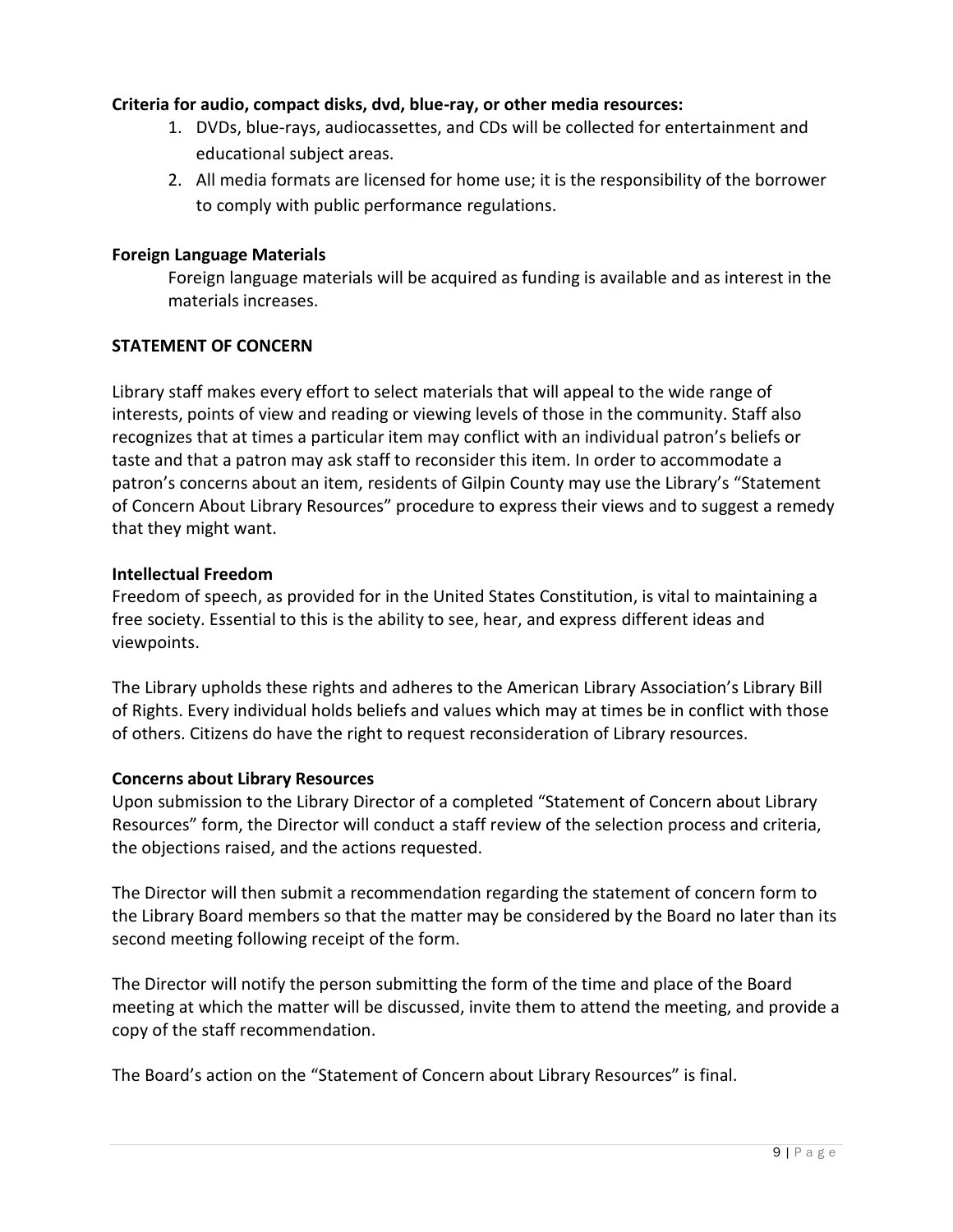**Criteria for audio, compact disks, dvd, blue-ray, or other media resources:**

1. DVDs, blue-rays, audiocassettes, and CDs will be collected for entertainment and educational subject areas.
2. All media formats are licensed for home use; it is the responsibility of the borrower to comply with public performance regulations.

**Foreign Language Materials**

Foreign language materials will be acquired as funding is available and as interest in the materials increases.

**STATEMENT OF CONCERN**

Library staff makes every effort to select materials that will appeal to the wide range of interests, points of view and reading or viewing levels of those in the community. Staff also recognizes that at times a particular item may conflict with an individual patron's beliefs or taste and that a patron may ask staff to reconsider this item. In order to accommodate a patron's concerns about an item, residents of Gilpin County may use the Library's "Statement of Concern About Library Resources" procedure to express their views and to suggest a remedy that they might want.

**Intellectual Freedom**

Freedom of speech, as provided for in the United States Constitution, is vital to maintaining a free society. Essential to this is the ability to see, hear, and express different ideas and viewpoints.

The Library upholds these rights and adheres to the American Library Association's Library Bill of Rights. Every individual holds beliefs and values which may at times be in conflict with those of others. Citizens do have the right to request reconsideration of Library resources.

**Concerns about Library Resources**

Upon submission to the Library Director of a completed "Statement of Concern about Library Resources" form, the Director will conduct a staff review of the selection process and criteria, the objections raised, and the actions requested.

The Director will then submit a recommendation regarding the statement of concern form to the Library Board members so that the matter may be considered by the Board no later than its second meeting following receipt of the form.

The Director will notify the person submitting the form of the time and place of the Board meeting at which the matter will be discussed, invite them to attend the meeting, and provide a copy of the staff recommendation.

The Board's action on the "Statement of Concern about Library Resources" is final.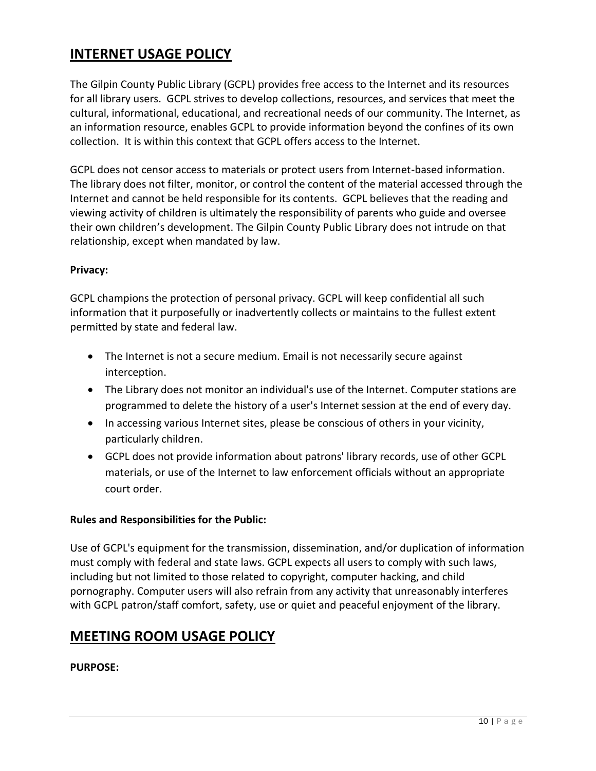## INTERNET USAGE POLICY

The Gilpin County Public Library (GCPL) provides free access to the Internet and its resources for all library users. GCPL strives to develop collections, resources, and services that meet the cultural, informational, educational, and recreational needs of our community. The Internet, as an information resource, enables GCPL to provide information beyond the confines of its own collection. It is within this context that GCPL offers access to the Internet.

GCPL does not censor access to materials or protect users from Internet-based information. The library does not filter, monitor, or control the content of the material accessed through the Internet and cannot be held responsible for its contents. GCPL believes that the reading and viewing activity of children is ultimately the responsibility of parents who guide and oversee their own children's development. The Gilpin County Public Library does not intrude on that relationship, except when mandated by law.

**Privacy:**

GCPL champions the protection of personal privacy. GCPL will keep confidential all such information that it purposefully or inadvertently collects or maintains to the fullest extent permitted by state and federal law.

- The Internet is not a secure medium. Email is not necessarily secure against interception.
- The Library does not monitor an individual's use of the Internet. Computer stations are programmed to delete the history of a user's Internet session at the end of every day.
- In accessing various Internet sites, please be conscious of others in your vicinity, particularly children.
- GCPL does not provide information about patrons' library records, use of other GCPL materials, or use of the Internet to law enforcement officials without an appropriate court order.

**Rules and Responsibilities for the Public:**

Use of GCPL's equipment for the transmission, dissemination, and/or duplication of information must comply with federal and state laws. GCPL expects all users to comply with such laws, including but not limited to those related to copyright, computer hacking, and child pornography. Computer users will also refrain from any activity that unreasonably interferes with GCPL patron/staff comfort, safety, use or quiet and peaceful enjoyment of the library.

## MEETING ROOM USAGE POLICY

**PURPOSE:**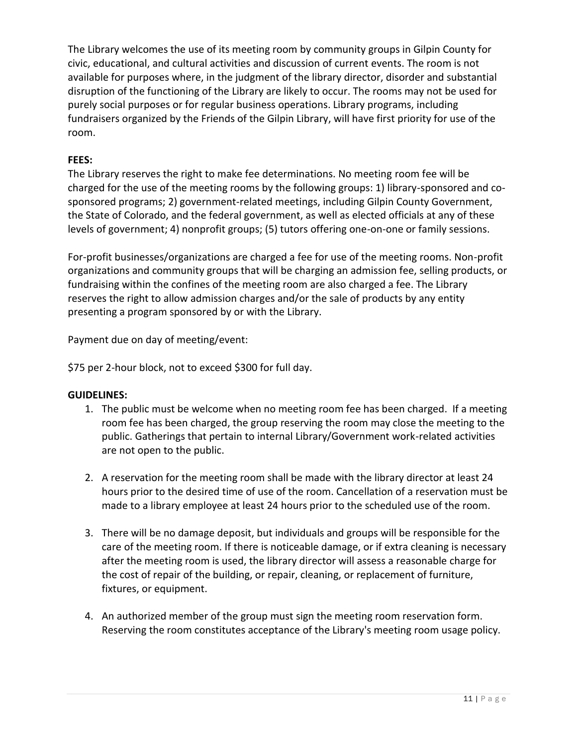The Library welcomes the use of its meeting room by community groups in Gilpin County for civic, educational, and cultural activities and discussion of current events. The room is not available for purposes where, in the judgment of the library director, disorder and substantial disruption of the functioning of the Library are likely to occur. The rooms may not be used for purely social purposes or for regular business operations. Library programs, including fundraisers organized by the Friends of the Gilpin Library, will have first priority for use of the room.

**FEES:**

The Library reserves the right to make fee determinations. No meeting room fee will be charged for the use of the meeting rooms by the following groups: 1) library-sponsored and co-sponsored programs; 2) government-related meetings, including Gilpin County Government, the State of Colorado, and the federal government, as well as elected officials at any of these levels of government; 4) nonprofit groups; (5) tutors offering one-on-one or family sessions.

For-profit businesses/organizations are charged a fee for use of the meeting rooms. Non-profit organizations and community groups that will be charging an admission fee, selling products, or fundraising within the confines of the meeting room are also charged a fee. The Library reserves the right to allow admission charges and/or the sale of products by any entity presenting a program sponsored by or with the Library.

Payment due on day of meeting/event:

$75 per 2-hour block, not to exceed $300 for full day.

**GUIDELINES:**

1. The public must be welcome when no meeting room fee has been charged. If a meeting room fee has been charged, the group reserving the room may close the meeting to the public. Gatherings that pertain to internal Library/Government work-related activities are not open to the public.

2. A reservation for the meeting room shall be made with the library director at least 24 hours prior to the desired time of use of the room. Cancellation of a reservation must be made to a library employee at least 24 hours prior to the scheduled use of the room.

3. There will be no damage deposit, but individuals and groups will be responsible for the care of the meeting room. If there is noticeable damage, or if extra cleaning is necessary after the meeting room is used, the library director will assess a reasonable charge for the cost of repair of the building, or repair, cleaning, or replacement of furniture, fixtures, or equipment.

4. An authorized member of the group must sign the meeting room reservation form. Reserving the room constitutes acceptance of the Library's meeting room usage policy.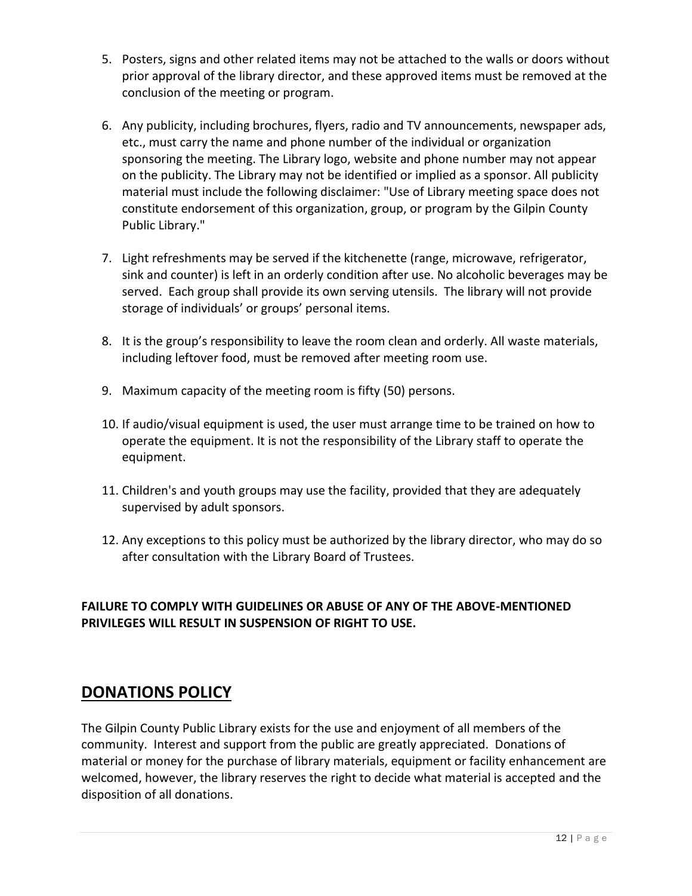5. Posters, signs and other related items may not be attached to the walls or doors without prior approval of the library director, and these approved items must be removed at the conclusion of the meeting or program.

6. Any publicity, including brochures, flyers, radio and TV announcements, newspaper ads, etc., must carry the name and phone number of the individual or organization sponsoring the meeting. The Library logo, website and phone number may not appear on the publicity. The Library may not be identified or implied as a sponsor. All publicity material must include the following disclaimer: "Use of Library meeting space does not constitute endorsement of this organization, group, or program by the Gilpin County Public Library."

7. Light refreshments may be served if the kitchenette (range, microwave, refrigerator, sink and counter) is left in an orderly condition after use. No alcoholic beverages may be served. Each group shall provide its own serving utensils. The library will not provide storage of individuals' or groups' personal items.

8. It is the group's responsibility to leave the room clean and orderly. All waste materials, including leftover food, must be removed after meeting room use.

9. Maximum capacity of the meeting room is fifty (50) persons.

10. If audio/visual equipment is used, the user must arrange time to be trained on how to operate the equipment. It is not the responsibility of the Library staff to operate the equipment.

11. Children's and youth groups may use the facility, provided that they are adequately supervised by adult sponsors.

12. Any exceptions to this policy must be authorized by the library director, who may do so after consultation with the Library Board of Trustees.

**FAILURE TO COMPLY WITH GUIDELINES OR ABUSE OF ANY OF THE ABOVE-MENTIONED PRIVILEGES WILL RESULT IN SUSPENSION OF RIGHT TO USE.**

## DONATIONS POLICY

The Gilpin County Public Library exists for the use and enjoyment of all members of the community. Interest and support from the public are greatly appreciated. Donations of material or money for the purchase of library materials, equipment or facility enhancement are welcomed, however, the library reserves the right to decide what material is accepted and the disposition of all donations.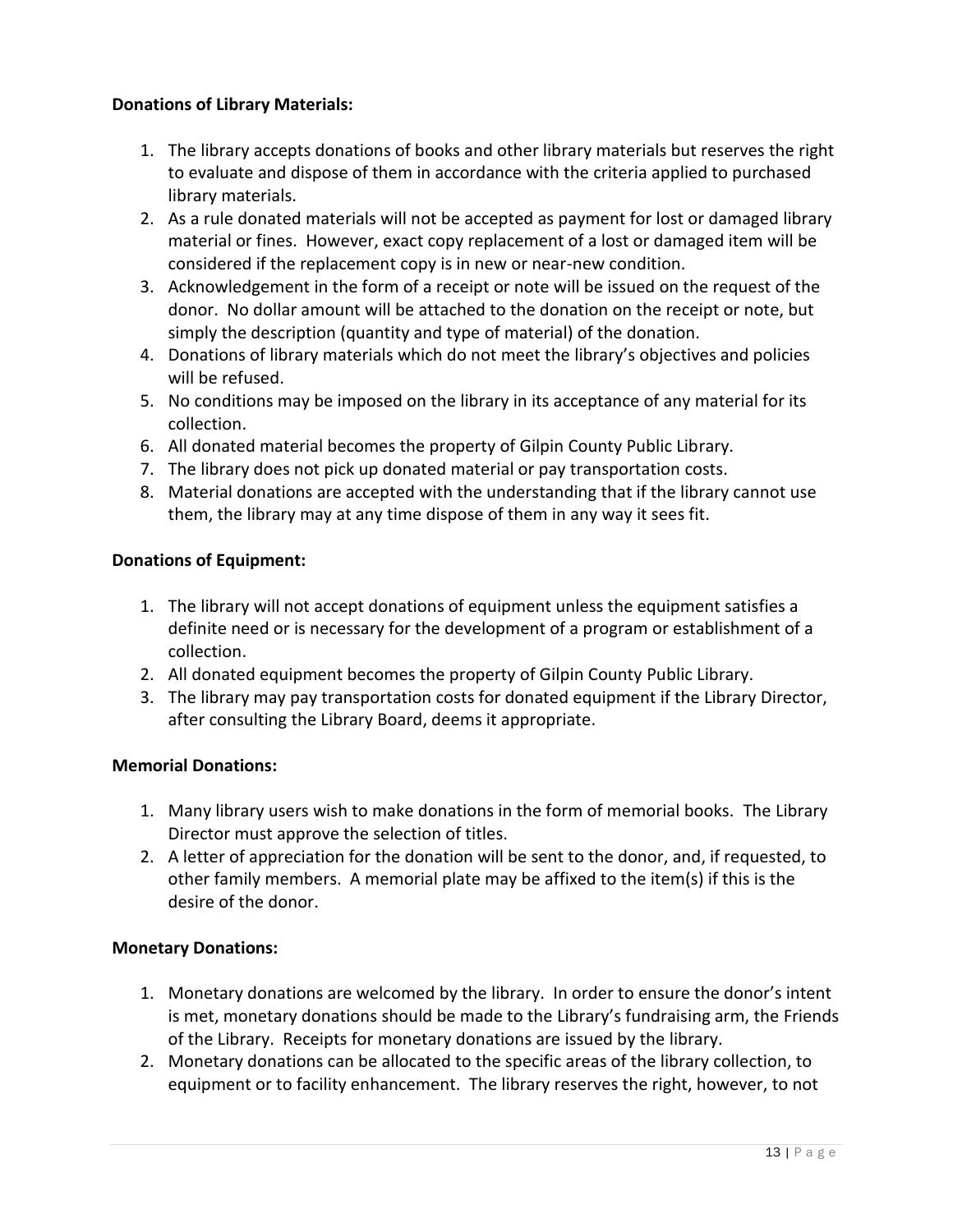**Donations of Library Materials:**

1. The library accepts donations of books and other library materials but reserves the right to evaluate and dispose of them in accordance with the criteria applied to purchased library materials.
2. As a rule donated materials will not be accepted as payment for lost or damaged library material or fines. However, exact copy replacement of a lost or damaged item will be considered if the replacement copy is in new or near-new condition.
3. Acknowledgement in the form of a receipt or note will be issued on the request of the donor. No dollar amount will be attached to the donation on the receipt or note, but simply the description (quantity and type of material) of the donation.
4. Donations of library materials which do not meet the library's objectives and policies will be refused.
5. No conditions may be imposed on the library in its acceptance of any material for its collection.
6. All donated material becomes the property of Gilpin County Public Library.
7. The library does not pick up donated material or pay transportation costs.
8. Material donations are accepted with the understanding that if the library cannot use them, the library may at any time dispose of them in any way it sees fit.

**Donations of Equipment:**

1. The library will not accept donations of equipment unless the equipment satisfies a definite need or is necessary for the development of a program or establishment of a collection.
2. All donated equipment becomes the property of Gilpin County Public Library.
3. The library may pay transportation costs for donated equipment if the Library Director, after consulting the Library Board, deems it appropriate.

**Memorial Donations:**

1. Many library users wish to make donations in the form of memorial books. The Library Director must approve the selection of titles.
2. A letter of appreciation for the donation will be sent to the donor, and, if requested, to other family members. A memorial plate may be affixed to the item(s) if this is the desire of the donor.

**Monetary Donations:**

1. Monetary donations are welcomed by the library. In order to ensure the donor's intent is met, monetary donations should be made to the Library's fundraising arm, the Friends of the Library. Receipts for monetary donations are issued by the library.
2. Monetary donations can be allocated to the specific areas of the library collection, to equipment or to facility enhancement. The library reserves the right, however, to not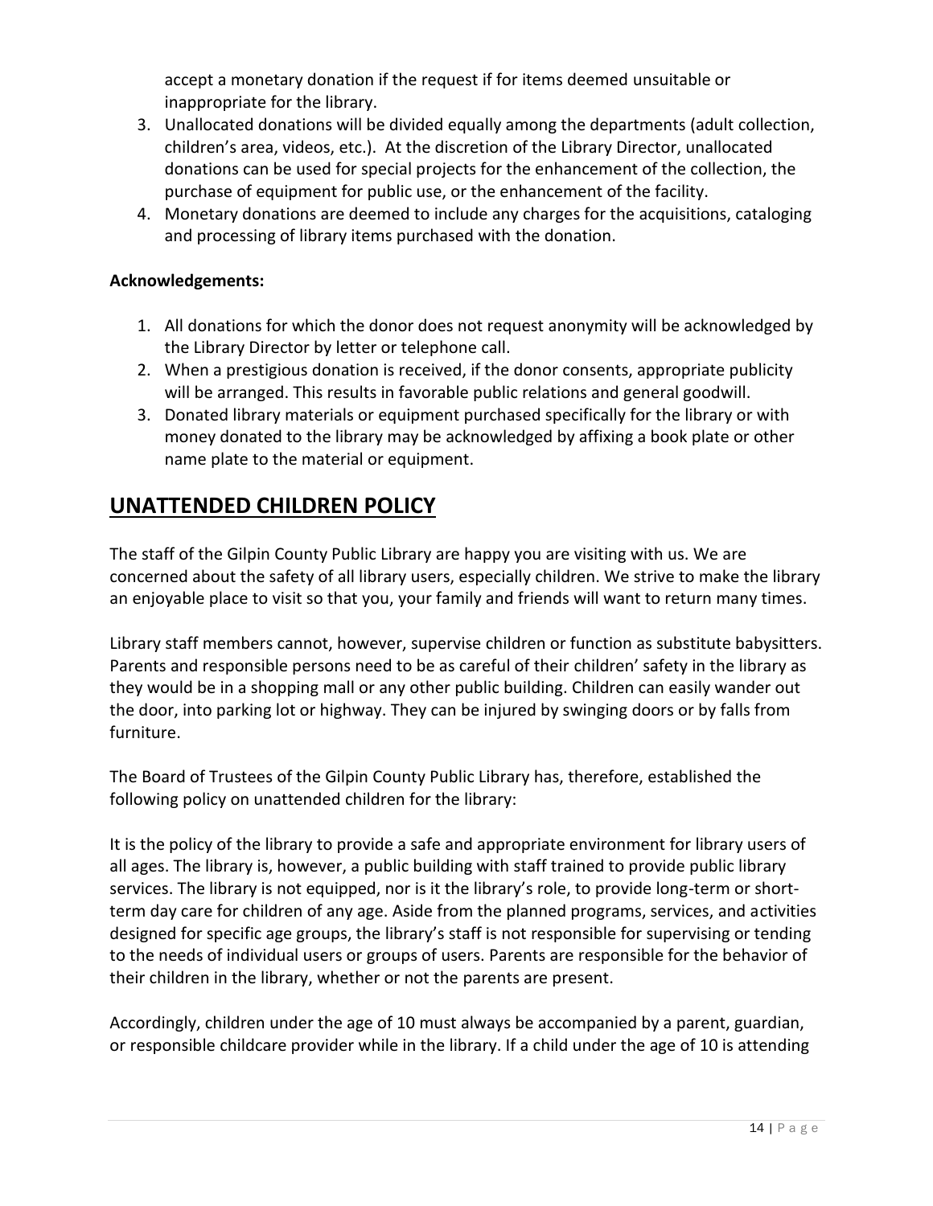accept a monetary donation if the request if for items deemed unsuitable or inappropriate for the library.

3. Unallocated donations will be divided equally among the departments (adult collection, children's area, videos, etc.). At the discretion of the Library Director, unallocated donations can be used for special projects for the enhancement of the collection, the purchase of equipment for public use, or the enhancement of the facility.
4. Monetary donations are deemed to include any charges for the acquisitions, cataloging and processing of library items purchased with the donation.

**Acknowledgements:**

1. All donations for which the donor does not request anonymity will be acknowledged by the Library Director by letter or telephone call.
2. When a prestigious donation is received, if the donor consents, appropriate publicity will be arranged. This results in favorable public relations and general goodwill.
3. Donated library materials or equipment purchased specifically for the library or with money donated to the library may be acknowledged by affixing a book plate or other name plate to the material or equipment.

## UNATTENDED CHILDREN POLICY

The staff of the Gilpin County Public Library are happy you are visiting with us. We are concerned about the safety of all library users, especially children. We strive to make the library an enjoyable place to visit so that you, your family and friends will want to return many times.

Library staff members cannot, however, supervise children or function as substitute babysitters. Parents and responsible persons need to be as careful of their children' safety in the library as they would be in a shopping mall or any other public building. Children can easily wander out the door, into parking lot or highway. They can be injured by swinging doors or by falls from furniture.

The Board of Trustees of the Gilpin County Public Library has, therefore, established the following policy on unattended children for the library:

It is the policy of the library to provide a safe and appropriate environment for library users of all ages. The library is, however, a public building with staff trained to provide public library services. The library is not equipped, nor is it the library's role, to provide long-term or short-term day care for children of any age. Aside from the planned programs, services, and activities designed for specific age groups, the library's staff is not responsible for supervising or tending to the needs of individual users or groups of users. Parents are responsible for the behavior of their children in the library, whether or not the parents are present.

Accordingly, children under the age of 10 must always be accompanied by a parent, guardian, or responsible childcare provider while in the library. If a child under the age of 10 is attending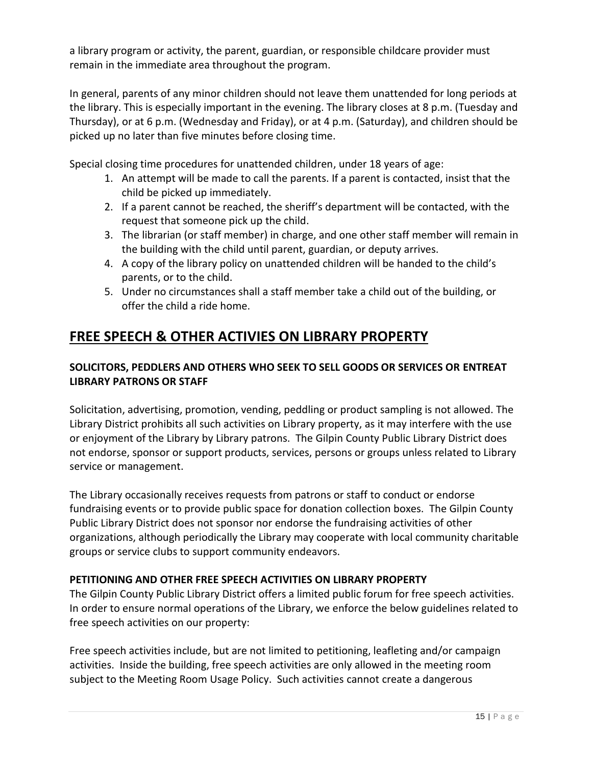a library program or activity, the parent, guardian, or responsible childcare provider must remain in the immediate area throughout the program.

In general, parents of any minor children should not leave them unattended for long periods at the library. This is especially important in the evening. The library closes at 8 p.m. (Tuesday and Thursday), or at 6 p.m. (Wednesday and Friday), or at 4 p.m. (Saturday), and children should be picked up no later than five minutes before closing time.

Special closing time procedures for unattended children, under 18 years of age:

1. An attempt will be made to call the parents. If a parent is contacted, insist that the child be picked up immediately.
2. If a parent cannot be reached, the sheriff's department will be contacted, with the request that someone pick up the child.
3. The librarian (or staff member) in charge, and one other staff member will remain in the building with the child until parent, guardian, or deputy arrives.
4. A copy of the library policy on unattended children will be handed to the child's parents, or to the child.
5. Under no circumstances shall a staff member take a child out of the building, or offer the child a ride home.

## FREE SPEECH & OTHER ACTIVIES ON LIBRARY PROPERTY

### SOLICITORS, PEDDLERS AND OTHERS WHO SEEK TO SELL GOODS OR SERVICES OR ENTREAT LIBRARY PATRONS OR STAFF

Solicitation, advertising, promotion, vending, peddling or product sampling is not allowed. The Library District prohibits all such activities on Library property, as it may interfere with the use or enjoyment of the Library by Library patrons. The Gilpin County Public Library District does not endorse, sponsor or support products, services, persons or groups unless related to Library service or management.

The Library occasionally receives requests from patrons or staff to conduct or endorse fundraising events or to provide public space for donation collection boxes. The Gilpin County Public Library District does not sponsor nor endorse the fundraising activities of other organizations, although periodically the Library may cooperate with local community charitable groups or service clubs to support community endeavors.

### PETITIONING AND OTHER FREE SPEECH ACTIVITIES ON LIBRARY PROPERTY

The Gilpin County Public Library District offers a limited public forum for free speech activities. In order to ensure normal operations of the Library, we enforce the below guidelines related to free speech activities on our property:

Free speech activities include, but are not limited to petitioning, leafleting and/or campaign activities. Inside the building, free speech activities are only allowed in the meeting room subject to the Meeting Room Usage Policy. Such activities cannot create a dangerous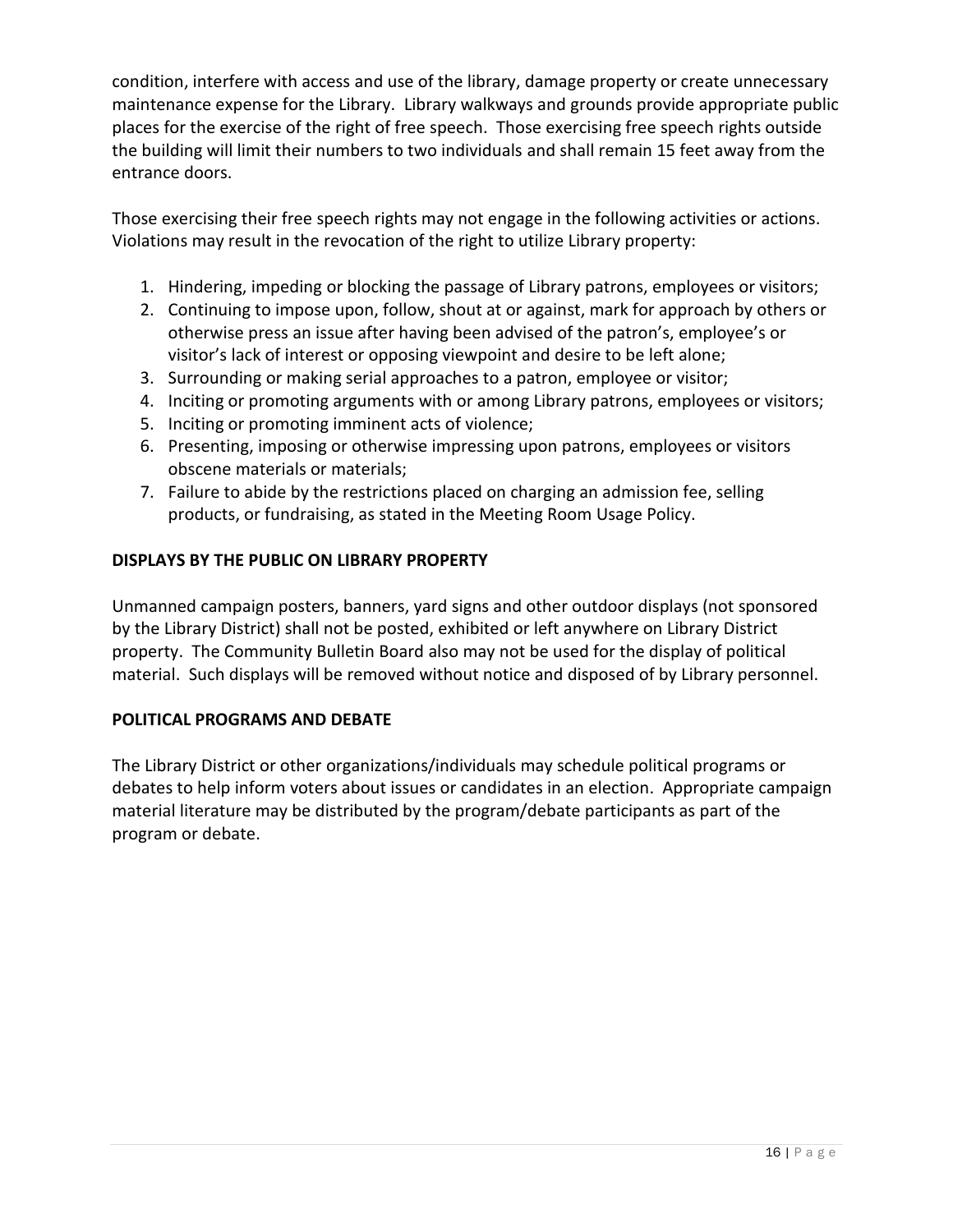condition, interfere with access and use of the library, damage property or create unnecessary maintenance expense for the Library. Library walkways and grounds provide appropriate public places for the exercise of the right of free speech. Those exercising free speech rights outside the building will limit their numbers to two individuals and shall remain 15 feet away from the entrance doors.

Those exercising their free speech rights may not engage in the following activities or actions. Violations may result in the revocation of the right to utilize Library property:

1. Hindering, impeding or blocking the passage of Library patrons, employees or visitors;
2. Continuing to impose upon, follow, shout at or against, mark for approach by others or otherwise press an issue after having been advised of the patron's, employee's or visitor's lack of interest or opposing viewpoint and desire to be left alone;
3. Surrounding or making serial approaches to a patron, employee or visitor;
4. Inciting or promoting arguments with or among Library patrons, employees or visitors;
5. Inciting or promoting imminent acts of violence;
6. Presenting, imposing or otherwise impressing upon patrons, employees or visitors obscene materials or materials;
7. Failure to abide by the restrictions placed on charging an admission fee, selling products, or fundraising, as stated in the Meeting Room Usage Policy.

**DISPLAYS BY THE PUBLIC ON LIBRARY PROPERTY**

Unmanned campaign posters, banners, yard signs and other outdoor displays (not sponsored by the Library District) shall not be posted, exhibited or left anywhere on Library District property. The Community Bulletin Board also may not be used for the display of political material. Such displays will be removed without notice and disposed of by Library personnel.

**POLITICAL PROGRAMS AND DEBATE**

The Library District or other organizations/individuals may schedule political programs or debates to help inform voters about issues or candidates in an election. Appropriate campaign material literature may be distributed by the program/debate participants as part of the program or debate.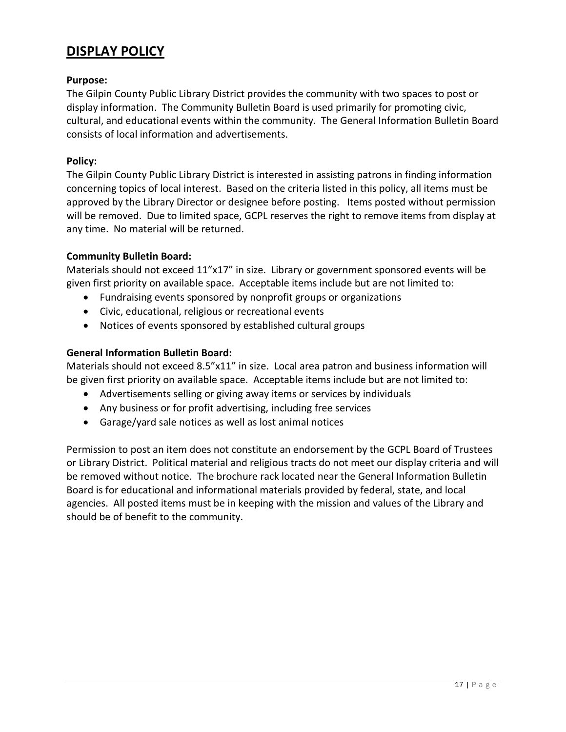# DISPLAY POLICY

**Purpose:**
The Gilpin County Public Library District provides the community with two spaces to post or display information. The Community Bulletin Board is used primarily for promoting civic, cultural, and educational events within the community. The General Information Bulletin Board consists of local information and advertisements.

**Policy:**
The Gilpin County Public Library District is interested in assisting patrons in finding information concerning topics of local interest. Based on the criteria listed in this policy, all items must be approved by the Library Director or designee before posting. Items posted without permission will be removed. Due to limited space, GCPL reserves the right to remove items from display at any time. No material will be returned.

**Community Bulletin Board:**
Materials should not exceed 11"x17" in size. Library or government sponsored events will be given first priority on available space. Acceptable items include but are not limited to:

- Fundraising events sponsored by nonprofit groups or organizations
- Civic, educational, religious or recreational events
- Notices of events sponsored by established cultural groups

**General Information Bulletin Board:**
Materials should not exceed 8.5"x11" in size. Local area patron and business information will be given first priority on available space. Acceptable items include but are not limited to:

- Advertisements selling or giving away items or services by individuals
- Any business or for profit advertising, including free services
- Garage/yard sale notices as well as lost animal notices

Permission to post an item does not constitute an endorsement by the GCPL Board of Trustees or Library District. Political material and religious tracts do not meet our display criteria and will be removed without notice. The brochure rack located near the General Information Bulletin Board is for educational and informational materials provided by federal, state, and local agencies. All posted items must be in keeping with the mission and values of the Library and should be of benefit to the community.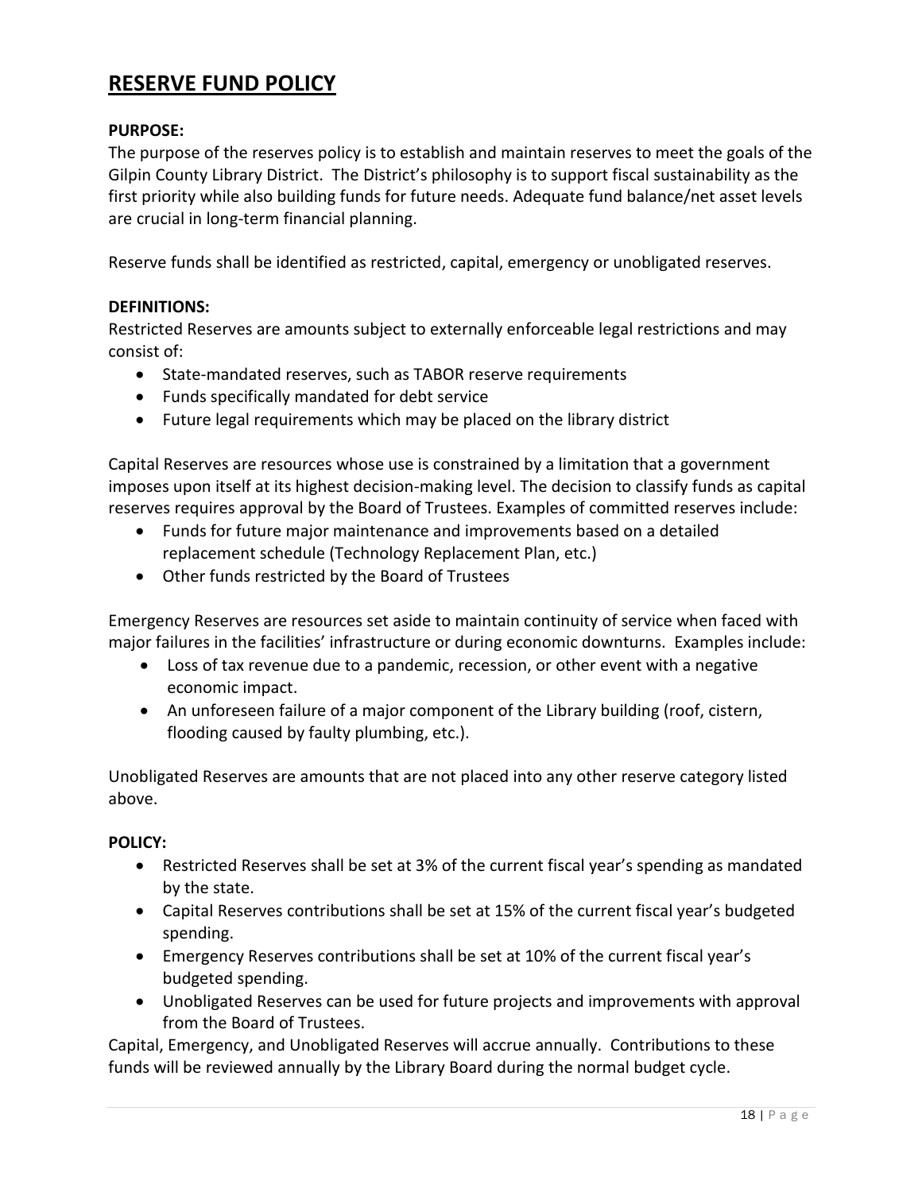# RESERVE FUND POLICY

**PURPOSE:**

The purpose of the reserves policy is to establish and maintain reserves to meet the goals of the Gilpin County Library District. The District's philosophy is to support fiscal sustainability as the first priority while also building funds for future needs. Adequate fund balance/net asset levels are crucial in long-term financial planning.

Reserve funds shall be identified as restricted, capital, emergency or unobligated reserves.

**DEFINITIONS:**

Restricted Reserves are amounts subject to externally enforceable legal restrictions and may consist of:

- State-mandated reserves, such as TABOR reserve requirements
- Funds specifically mandated for debt service
- Future legal requirements which may be placed on the library district

Capital Reserves are resources whose use is constrained by a limitation that a government imposes upon itself at its highest decision-making level. The decision to classify funds as capital reserves requires approval by the Board of Trustees. Examples of committed reserves include:

- Funds for future major maintenance and improvements based on a detailed replacement schedule (Technology Replacement Plan, etc.)
- Other funds restricted by the Board of Trustees

Emergency Reserves are resources set aside to maintain continuity of service when faced with major failures in the facilities' infrastructure or during economic downturns. Examples include:

- Loss of tax revenue due to a pandemic, recession, or other event with a negative economic impact.
- An unforeseen failure of a major component of the Library building (roof, cistern, flooding caused by faulty plumbing, etc.).

Unobligated Reserves are amounts that are not placed into any other reserve category listed above.

**POLICY:**

- Restricted Reserves shall be set at 3% of the current fiscal year's spending as mandated by the state.
- Capital Reserves contributions shall be set at 15% of the current fiscal year's budgeted spending.
- Emergency Reserves contributions shall be set at 10% of the current fiscal year's budgeted spending.
- Unobligated Reserves can be used for future projects and improvements with approval from the Board of Trustees.

Capital, Emergency, and Unobligated Reserves will accrue annually. Contributions to these funds will be reviewed annually by the Library Board during the normal budget cycle.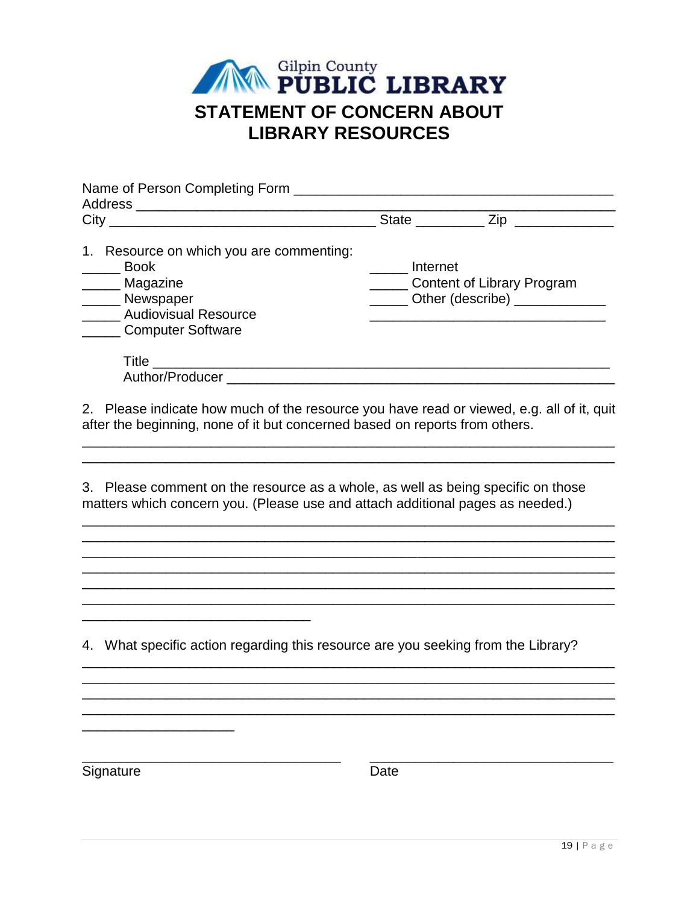Gilpin County
**PUBLIC LIBRARY**

# STATEMENT OF CONCERN ABOUT LIBRARY RESOURCES

Name of Person Completing Form ________________________________________
Address ________________________________________________________
City _________________________________ State _________ Zip ____________

1. Resource on which you are commenting:

_____ Book
_____ Magazine
_____ Newspaper
_____ Audiovisual Resource
_____ Computer Software
_____ Internet
_____ Content of Library Program
_____ Other (describe) ___________
______________________________

Title ________________________________________________________
Author/Producer _______________________________________________

2. Please indicate how much of the resource you have read or viewed, e.g. all of it, quit after the beginning, none of it but concerned based on reports from others.

________________________________________________________________
________________________________________________________________

3. Please comment on the resource as a whole, as well as being specific on those matters which concern you. (Please use and attach additional pages as needed.)

________________________________________________________________
________________________________________________________________
________________________________________________________________
________________________________________________________________
________________________________________________________________
________________________________________________________________
____________________________

4. What specific action regarding this resource are you seeking from the Library?

________________________________________________________________
________________________________________________________________
________________________________________________________________
________________________________________________________________
___________________

________________________________ ______________________________
Signature Date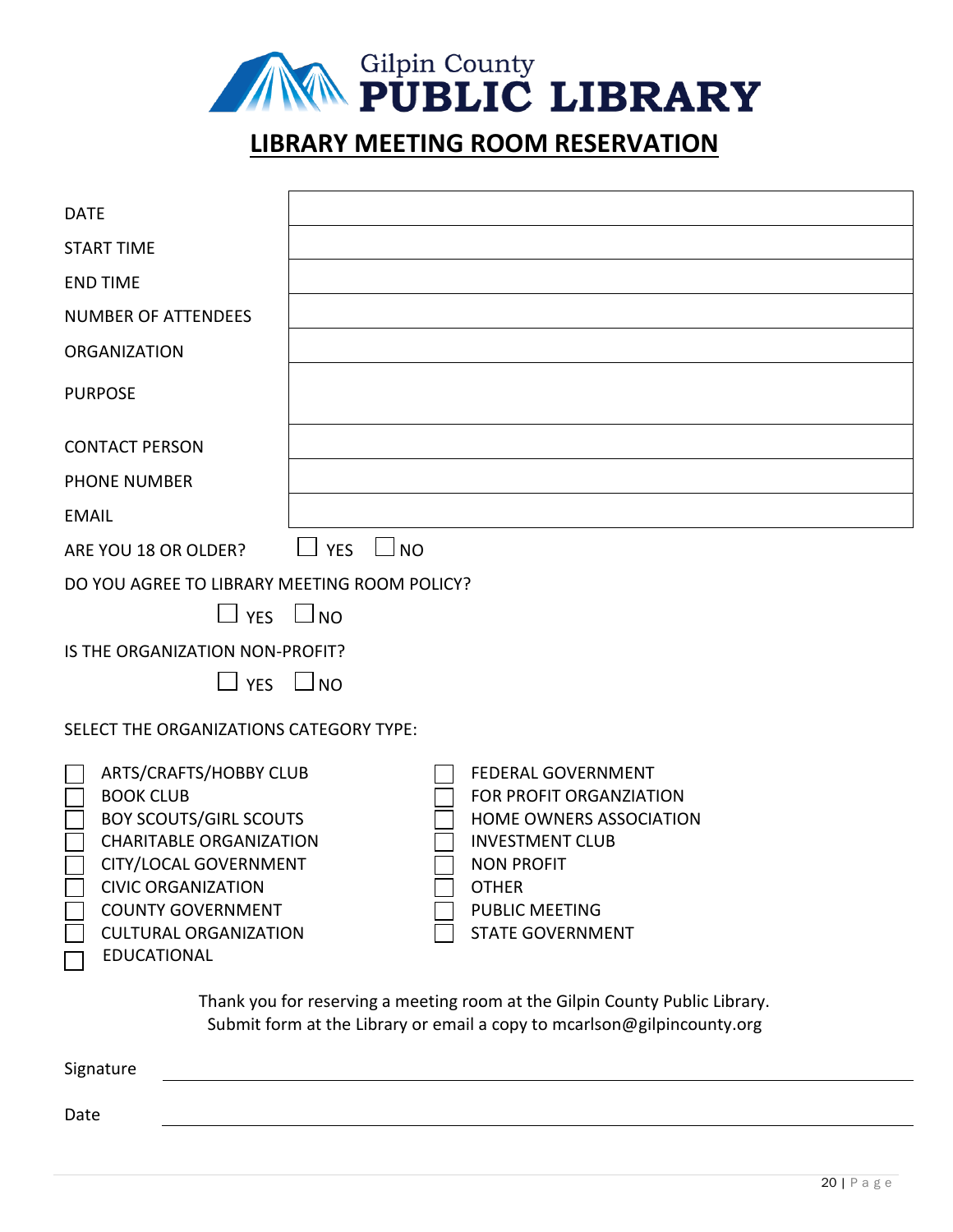Gilpin County
**PUBLIC LIBRARY**

# LIBRARY MEETING ROOM RESERVATION

| | |
|---|---|
| DATE | |
| START TIME | |
| END TIME | |
| NUMBER OF ATTENDEES | |
| ORGANIZATION | |
| PURPOSE | |
| CONTACT PERSON | |
| PHONE NUMBER | |
| EMAIL | |

ARE YOU 18 OR OLDER? ☐ YES ☐ NO

DO YOU AGREE TO LIBRARY MEETING ROOM POLICY?

☐ YES ☐ NO

IS THE ORGANIZATION NON-PROFIT?

☐ YES ☐ NO

SELECT THE ORGANIZATIONS CATEGORY TYPE:

- ☐ ARTS/CRAFTS/HOBBY CLUB
- ☐ BOOK CLUB
- ☐ BOY SCOUTS/GIRL SCOUTS
- ☐ CHARITABLE ORGANIZATION
- ☐ CITY/LOCAL GOVERNMENT
- ☐ CIVIC ORGANIZATION
- ☐ COUNTY GOVERNMENT
- ☐ CULTURAL ORGANIZATION
- ☐ EDUCATIONAL
- ☐ FEDERAL GOVERNMENT
- ☐ FOR PROFIT ORGANZIATION
- ☐ HOME OWNERS ASSOCIATION
- ☐ INVESTMENT CLUB
- ☐ NON PROFIT
- ☐ OTHER
- ☐ PUBLIC MEETING
- ☐ STATE GOVERNMENT

Thank you for reserving a meeting room at the Gilpin County Public Library.
Submit form at the Library or email a copy to mcarlson@gilpincounty.org

Signature ______________________________

Date ______________________________